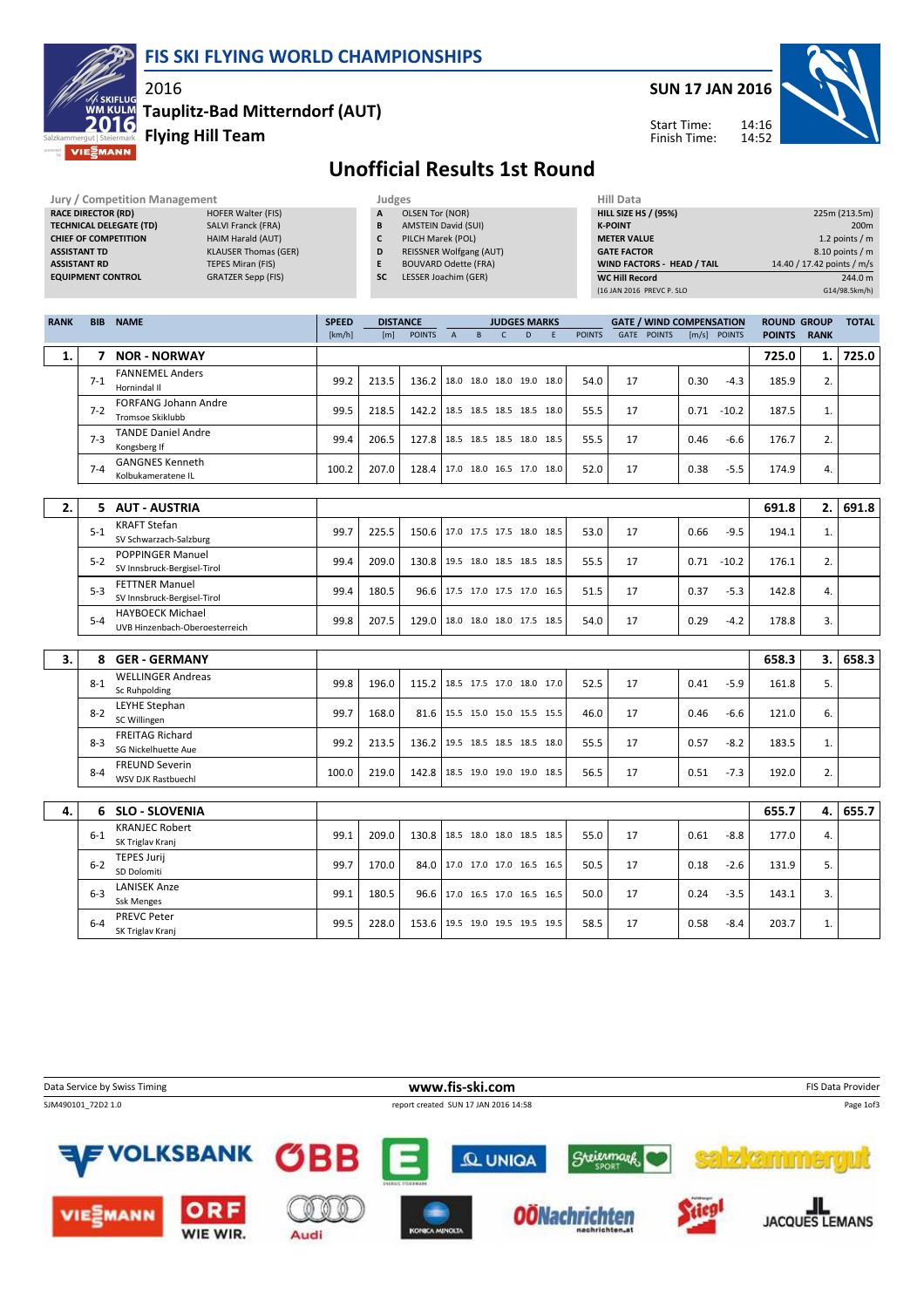# FIS SKI FLYING WORLD CHAMPIONSHIPS

2016

Tauplitz-Bad Mitterndorf (AUT)

Flying Hill Team

SUN 17 JAN 2016

Start Time: 14:16
Finish Time: 14:52

## Unofficial Results 1st Round

| Jury / Competition Management | |
|---|---|
| RACE DIRECTOR (RD) | HOFER Walter (FIS) |
| TECHNICAL DELEGATE (TD) | SALVI Franck (FRA) |
| CHIEF OF COMPETITION | HAIM Harald (AUT) |
| ASSISTANT TD | KLAUSER Thomas (GER) |
| ASSISTANT RD | TEPES Miran (FIS) |
| EQUIPMENT CONTROL | GRATZER Sepp (FIS) |

| Judges | |
|---|---|
| A | OLSEN Tor (NOR) |
| B | AMSTEIN David (SUI) |
| C | PILCH Marek (POL) |
| D | REISSNER Wolfgang (AUT) |
| E | BOUVARD Odette (FRA) |
| SC | LESSER Joachim (GER) |

| Hill Data | |
|---|---|
| HILL SIZE HS / (95%) | 225m (213.5m) |
| K-POINT | 200m |
| METER VALUE | 1.2 points / m |
| GATE FACTOR | 8.10 points / m |
| WIND FACTORS - HEAD / TAIL | 14.40 / 17.42 points / m/s |
| WC Hill Record | 244.0 m |
| (16 JAN 2016 PREVC P. SLO | G14/98.5km/h) |

| RANK | BIB | NAME | SPEED [km/h] | DISTANCE [m] | DISTANCE POINTS | A | B | C | D | E | JUDGES POINTS | GATE | GATE POINTS | WIND [m/s] | WIND POINTS | ROUND POINTS | GROUP RANK | TOTAL |
|---|---|---|---|---|---|---|---|---|---|---|---|---|---|---|---|---|---|---|
| 1. | 7 | NOR - NORWAY | | | | | | | | | | | | | | 725.0 | 1. | 725.0 |
| | 7-1 | FANNEMEL Anders<br>Hornindal Il | 99.2 | 213.5 | 136.2 | 18.0 | 18.0 | 18.0 | 19.0 | 18.0 | 54.0 | 17 | | 0.30 | -4.3 | 185.9 | 2. | |
| | 7-2 | FORFANG Johann Andre<br>Tromsoe Skiklubb | 99.5 | 218.5 | 142.2 | 18.5 | 18.5 | 18.5 | 18.5 | 18.0 | 55.5 | 17 | | 0.71 | -10.2 | 187.5 | 1. | |
| | 7-3 | TANDE Daniel Andre<br>Kongsberg If | 99.4 | 206.5 | 127.8 | 18.5 | 18.5 | 18.5 | 18.0 | 18.5 | 55.5 | 17 | | 0.46 | -6.6 | 176.7 | 2. | |
| | 7-4 | GANGNES Kenneth<br>Kolbukameratene IL | 100.2 | 207.0 | 128.4 | 17.0 | 18.0 | 16.5 | 17.0 | 18.0 | 52.0 | 17 | | 0.38 | -5.5 | 174.9 | 4. | |
| 2. | 5 | AUT - AUSTRIA | | | | | | | | | | | | | | 691.8 | 2. | 691.8 |
| | 5-1 | KRAFT Stefan<br>SV Schwarzach-Salzburg | 99.7 | 225.5 | 150.6 | 17.0 | 17.5 | 17.5 | 18.0 | 18.5 | 53.0 | 17 | | 0.66 | -9.5 | 194.1 | 1. | |
| | 5-2 | POPPINGER Manuel<br>SV Innsbruck-Bergisel-Tirol | 99.4 | 209.0 | 130.8 | 19.5 | 18.0 | 18.5 | 18.5 | 18.5 | 55.5 | 17 | | 0.71 | -10.2 | 176.1 | 2. | |
| | 5-3 | FETTNER Manuel<br>SV Innsbruck-Bergisel-Tirol | 99.4 | 180.5 | 96.6 | 17.5 | 17.0 | 17.5 | 17.0 | 16.5 | 51.5 | 17 | | 0.37 | -5.3 | 142.8 | 4. | |
| | 5-4 | HAYBOECK Michael<br>UVB Hinzenbach-Oberoesterreich | 99.8 | 207.5 | 129.0 | 18.0 | 18.0 | 18.0 | 17.5 | 18.5 | 54.0 | 17 | | 0.29 | -4.2 | 178.8 | 3. | |
| 3. | 8 | GER - GERMANY | | | | | | | | | | | | | | 658.3 | 3. | 658.3 |
| | 8-1 | WELLINGER Andreas<br>Sc Ruhpolding | 99.8 | 196.0 | 115.2 | 18.5 | 17.5 | 17.0 | 18.0 | 17.0 | 52.5 | 17 | | 0.41 | -5.9 | 161.8 | 5. | |
| | 8-2 | LEYHE Stephan<br>SC Willingen | 99.7 | 168.0 | 81.6 | 15.5 | 15.0 | 15.0 | 15.5 | 15.5 | 46.0 | 17 | | 0.46 | -6.6 | 121.0 | 6. | |
| | 8-3 | FREITAG Richard<br>SG Nickelhuette Aue | 99.2 | 213.5 | 136.2 | 19.5 | 18.5 | 18.5 | 18.5 | 18.0 | 55.5 | 17 | | 0.57 | -8.2 | 183.5 | 1. | |
| | 8-4 | FREUND Severin<br>WSV DJK Rastbuechl | 100.0 | 219.0 | 142.8 | 18.5 | 19.0 | 19.0 | 19.0 | 18.5 | 56.5 | 17 | | 0.51 | -7.3 | 192.0 | 2. | |
| 4. | 6 | SLO - SLOVENIA | | | | | | | | | | | | | | 655.7 | 4. | 655.7 |
| | 6-1 | KRANJEC Robert<br>SK Triglav Kranj | 99.1 | 209.0 | 130.8 | 18.5 | 18.0 | 18.0 | 18.5 | 18.5 | 55.0 | 17 | | 0.61 | -8.8 | 177.0 | 4. | |
| | 6-2 | TEPES Jurij<br>SD Dolomiti | 99.7 | 170.0 | 84.0 | 17.0 | 17.0 | 17.0 | 16.5 | 16.5 | 50.5 | 17 | | 0.18 | -2.6 | 131.9 | 5. | |
| | 6-3 | LANISEK Anze<br>Ssk Menges | 99.1 | 180.5 | 96.6 | 17.0 | 16.5 | 17.0 | 16.5 | 16.5 | 50.0 | 17 | | 0.24 | -3.5 | 143.1 | 3. | |
| | 6-4 | PREVC Peter<br>SK Triglav Kranj | 99.5 | 228.0 | 153.6 | 19.5 | 19.0 | 19.5 | 19.5 | 19.5 | 58.5 | 17 | | 0.58 | -8.4 | 203.7 | 1. | |

Data Service by Swiss Timing — www.fis-ski.com — FIS Data Provider

SJM490101_72D2 1.0 — report created SUN 17 JAN 2016 14:58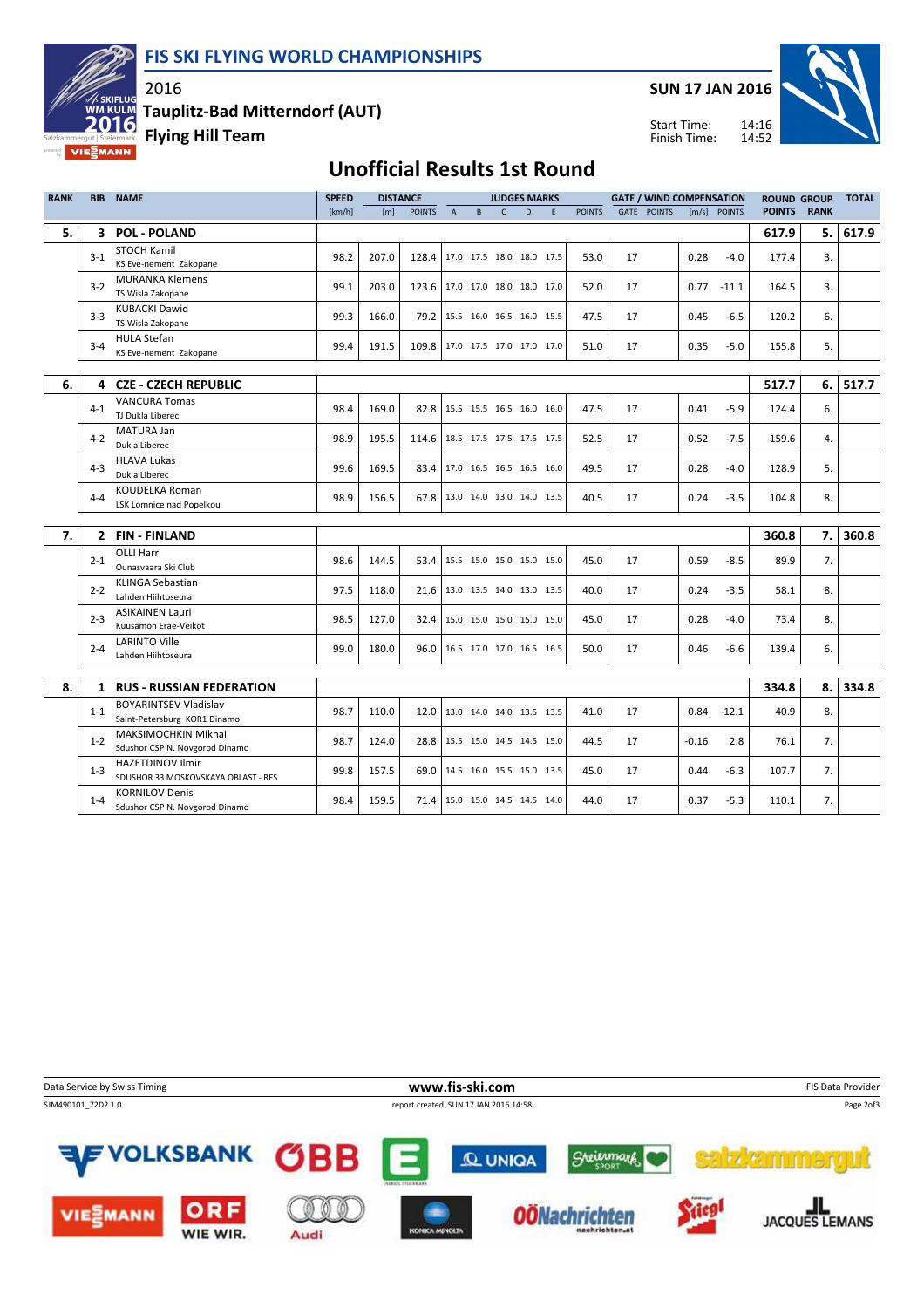# FIS SKI FLYING WORLD CHAMPIONSHIPS

2016

**Tauplitz-Bad Mitterndorf (AUT)**

**Flying Hill Team**

**SUN 17 JAN 2016**

Start Time: 14:16
Finish Time: 14:52

## Unofficial Results 1st Round

| RANK | BIB | NAME | SPEED [km/h] | DISTANCE [m] | DISTANCE POINTS | JUDGES MARKS A | B | C | D | E | JUDGES POINTS | GATE | GATE POINTS | WIND [m/s] | WIND POINTS | ROUND POINTS | GROUP RANK | TOTAL |
|---|---|---|---|---|---|---|---|---|---|---|---|---|---|---|---|---|---|---|
| 5. | 3 | **POL - POLAND** | | | | | | | | | | | | | | 617.9 | 5. | 617.9 |
| | 3-1 | STOCH Kamil<br>KS Eve-nement Zakopane | 98.2 | 207.0 | 128.4 | 17.0 | 17.5 | 18.0 | 18.0 | 17.5 | 53.0 | 17 | | 0.28 | -4.0 | 177.4 | 3. | |
| | 3-2 | MURANKA Klemens<br>TS Wisla Zakopane | 99.1 | 203.0 | 123.6 | 17.0 | 17.0 | 18.0 | 18.0 | 17.0 | 52.0 | 17 | | 0.77 | -11.1 | 164.5 | 3. | |
| | 3-3 | KUBACKI Dawid<br>TS Wisla Zakopane | 99.3 | 166.0 | 79.2 | 15.5 | 16.0 | 16.5 | 16.0 | 15.5 | 47.5 | 17 | | 0.45 | -6.5 | 120.2 | 6. | |
| | 3-4 | HULA Stefan<br>KS Eve-nement Zakopane | 99.4 | 191.5 | 109.8 | 17.0 | 17.5 | 17.0 | 17.0 | 17.0 | 51.0 | 17 | | 0.35 | -5.0 | 155.8 | 5. | |
| 6. | 4 | **CZE - CZECH REPUBLIC** | | | | | | | | | | | | | | 517.7 | 6. | 517.7 |
| | 4-1 | VANCURA Tomas<br>TJ Dukla Liberec | 98.4 | 169.0 | 82.8 | 15.5 | 15.5 | 16.5 | 16.0 | 16.0 | 47.5 | 17 | | 0.41 | -5.9 | 124.4 | 6. | |
| | 4-2 | MATURA Jan<br>Dukla Liberec | 98.9 | 195.5 | 114.6 | 18.5 | 17.5 | 17.5 | 17.5 | 17.5 | 52.5 | 17 | | 0.52 | -7.5 | 159.6 | 4. | |
| | 4-3 | HLAVA Lukas<br>Dukla Liberec | 99.6 | 169.5 | 83.4 | 17.0 | 16.5 | 16.5 | 16.5 | 16.0 | 49.5 | 17 | | 0.28 | -4.0 | 128.9 | 5. | |
| | 4-4 | KOUDELKA Roman<br>LSK Lomnice nad Popelkou | 98.9 | 156.5 | 67.8 | 13.0 | 14.0 | 13.0 | 14.0 | 13.5 | 40.5 | 17 | | 0.24 | -3.5 | 104.8 | 8. | |
| 7. | 2 | **FIN - FINLAND** | | | | | | | | | | | | | | 360.8 | 7. | 360.8 |
| | 2-1 | OLLI Harri<br>Ounasvaara Ski Club | 98.6 | 144.5 | 53.4 | 15.5 | 15.0 | 15.0 | 15.0 | 15.0 | 45.0 | 17 | | 0.59 | -8.5 | 89.9 | 7. | |
| | 2-2 | KLINGA Sebastian<br>Lahden Hiihtoseura | 97.5 | 118.0 | 21.6 | 13.0 | 13.5 | 14.0 | 13.0 | 13.5 | 40.0 | 17 | | 0.24 | -3.5 | 58.1 | 8. | |
| | 2-3 | ASIKAINEN Lauri<br>Kuusamon Erae-Veikot | 98.5 | 127.0 | 32.4 | 15.0 | 15.0 | 15.0 | 15.0 | 15.0 | 45.0 | 17 | | 0.28 | -4.0 | 73.4 | 8. | |
| | 2-4 | LARINTO Ville<br>Lahden Hiihtoseura | 99.0 | 180.0 | 96.0 | 16.5 | 17.0 | 17.0 | 16.5 | 16.5 | 50.0 | 17 | | 0.46 | -6.6 | 139.4 | 6. | |
| 8. | 1 | **RUS - RUSSIAN FEDERATION** | | | | | | | | | | | | | | 334.8 | 8. | 334.8 |
| | 1-1 | BOYARINTSEV Vladislav<br>Saint-Petersburg KOR1 Dinamo | 98.7 | 110.0 | 12.0 | 13.0 | 14.0 | 14.0 | 13.5 | 13.5 | 41.0 | 17 | | 0.84 | -12.1 | 40.9 | 8. | |
| | 1-2 | MAKSIMOCHKIN Mikhail<br>Sdushor CSP N. Novgorod Dinamo | 98.7 | 124.0 | 28.8 | 15.5 | 15.0 | 14.5 | 14.5 | 15.0 | 44.5 | 17 | | -0.16 | 2.8 | 76.1 | 7. | |
| | 1-3 | HAZETDINOV Ilmir<br>SDUSHOR 33 MOSKOVSKAYA OBLAST - RES | 99.8 | 157.5 | 69.0 | 14.5 | 16.0 | 15.5 | 15.0 | 13.5 | 45.0 | 17 | | 0.44 | -6.3 | 107.7 | 7. | |
| | 1-4 | KORNILOV Denis<br>Sdushor CSP N. Novgorod Dinamo | 98.4 | 159.5 | 71.4 | 15.0 | 15.0 | 14.5 | 14.5 | 14.0 | 44.0 | 17 | | 0.37 | -5.3 | 110.1 | 7. | |

Data Service by Swiss Timing — www.fis-ski.com — FIS Data Provider

SJM490101_72D2 1.0 — report created SUN 17 JAN 2016 14:58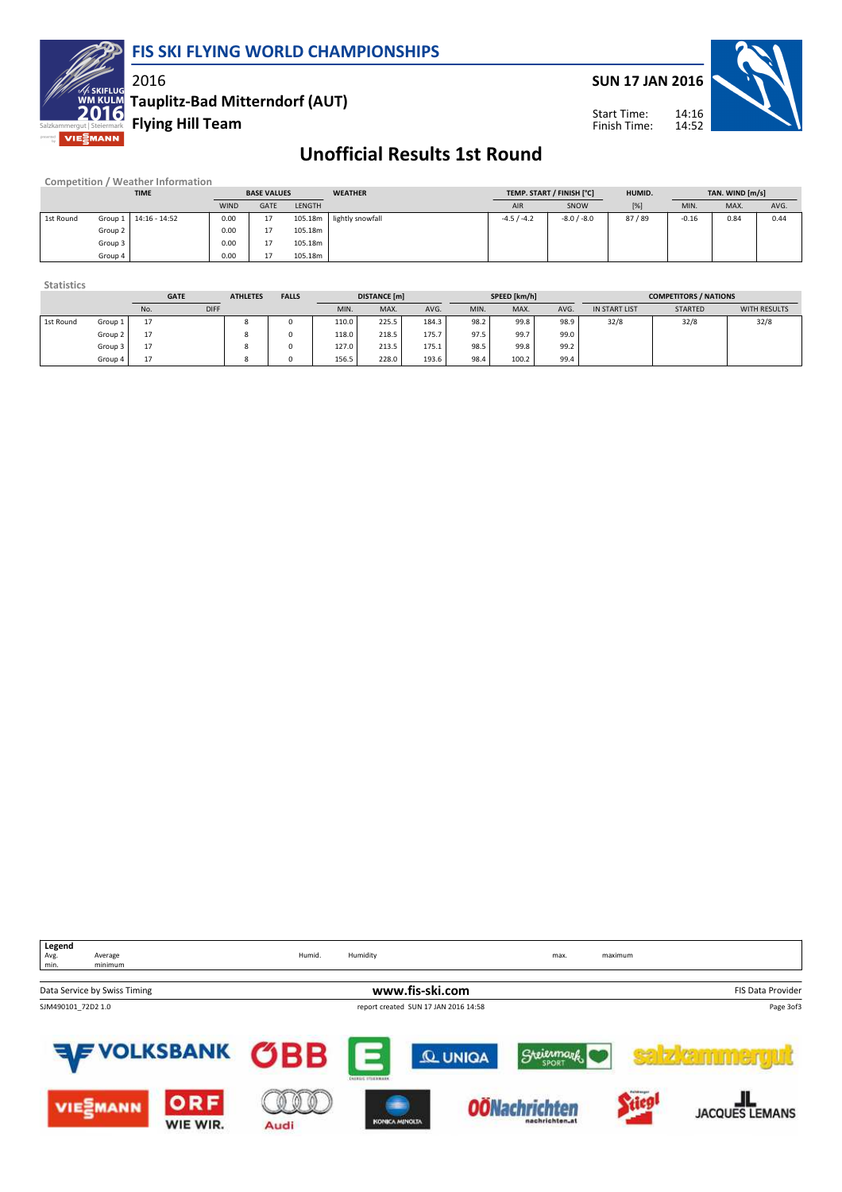# FIS SKI FLYING WORLD CHAMPIONSHIPS

2016

**Tauplitz-Bad Mitterndorf (AUT)**

**Flying Hill Team**

**SUN 17 JAN 2016**

Start Time: 14:16
Finish Time: 14:52

## Unofficial Results 1st Round

### Competition / Weather Information

| | | TIME | BASE VALUES | | | WEATHER | TEMP. START / FINISH [°C] | | HUMID. | TAN. WIND [m/s] | | |
|---|---|---|---|---|---|---|---|---|---|---|---|---|
| | | | WIND | GATE | LENGTH | | AIR | SNOW | [%] | MIN. | MAX. | AVG. |
| 1st Round | Group 1 | 14:16 - 14:52 | 0.00 | 17 | 105.18m | lightly snowfall | -4.5 / -4.2 | -8.0 / -8.0 | 87 / 89 | -0.16 | 0.84 | 0.44 |
| | Group 2 | | 0.00 | 17 | 105.18m | | | | | | | |
| | Group 3 | | 0.00 | 17 | 105.18m | | | | | | | |
| | Group 4 | | 0.00 | 17 | 105.18m | | | | | | | |

### Statistics

| | | GATE | | ATHLETES | FALLS | DISTANCE [m] | | | SPEED [km/h] | | | COMPETITORS / NATIONS | | |
|---|---|---|---|---|---|---|---|---|---|---|---|---|---|---|
| | | No. | DIFF | | | MIN. | MAX. | AVG. | MIN. | MAX. | AVG. | IN START LIST | STARTED | WITH RESULTS |
| 1st Round | Group 1 | 17 | | 8 | 0 | 110.0 | 225.5 | 184.3 | 98.2 | 99.8 | 98.9 | 32/8 | 32/8 | 32/8 |
| | Group 2 | 17 | | 8 | 0 | 118.0 | 218.5 | 175.7 | 97.5 | 99.7 | 99.0 | | | |
| | Group 3 | 17 | | 8 | 0 | 127.0 | 213.5 | 175.1 | 98.5 | 99.8 | 99.2 | | | |
| | Group 4 | 17 | | 8 | 0 | 156.5 | 228.0 | 193.6 | 98.4 | 100.2 | 99.4 | | | |

**Legend**

| | | | | | |
|---|---|---|---|---|---|
| Avg. | Average | Humid. | Humidity | max. | maximum |
| min. | minimum | | | | |

Data Service by Swiss Timing — www.fis-ski.com — FIS Data Provider

SJM490101_72D2 1.0 — report created SUN 17 JAN 2016 14:58